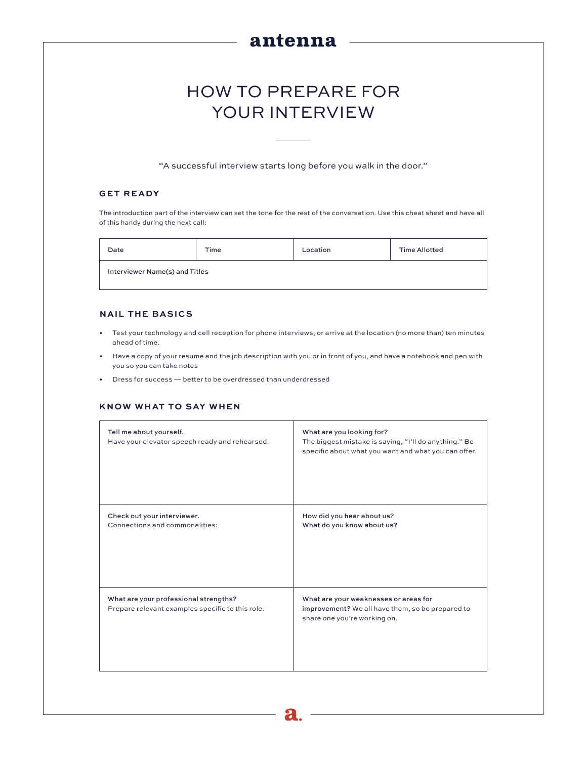# antenna

# HOW TO PREPARE FOR YOUR INTERVIEW

"A successful interview starts long before you walk in the door."

## GET READY

The introduction part of the interview can set the tone for the rest of the conversation. Use this cheat sheet and have all of this handy during the next call:

| Date | Time | Location | Time Allotted |
|---|---|---|---|
| Interviewer Name(s) and Titles | | | |

## NAIL THE BASICS

- Test your technology and cell reception for phone interviews, or arrive at the location (no more than) ten minutes ahead of time.
- Have a copy of your resume and the job description with you or in front of you, and have a notebook and pen with you so you can take notes
- Dress for success — better to be overdressed than underdressed

## KNOW WHAT TO SAY WHEN

| | |
|---|---|
| Tell me about yourself.<br>Have your elevator speech ready and rehearsed. | What are you looking for?<br>The biggest mistake is saying, "I'll do anything." Be specific about what you want and what you can offer. |
| Check out your interviewer.<br>Connections and commonalities: | How did you hear about us?<br>What do you know about us? |
| What are your professional strengths?<br>Prepare relevant examples specific to this role. | What are your weaknesses or areas for improvement? We all have them, so be prepared to share one you're working on. |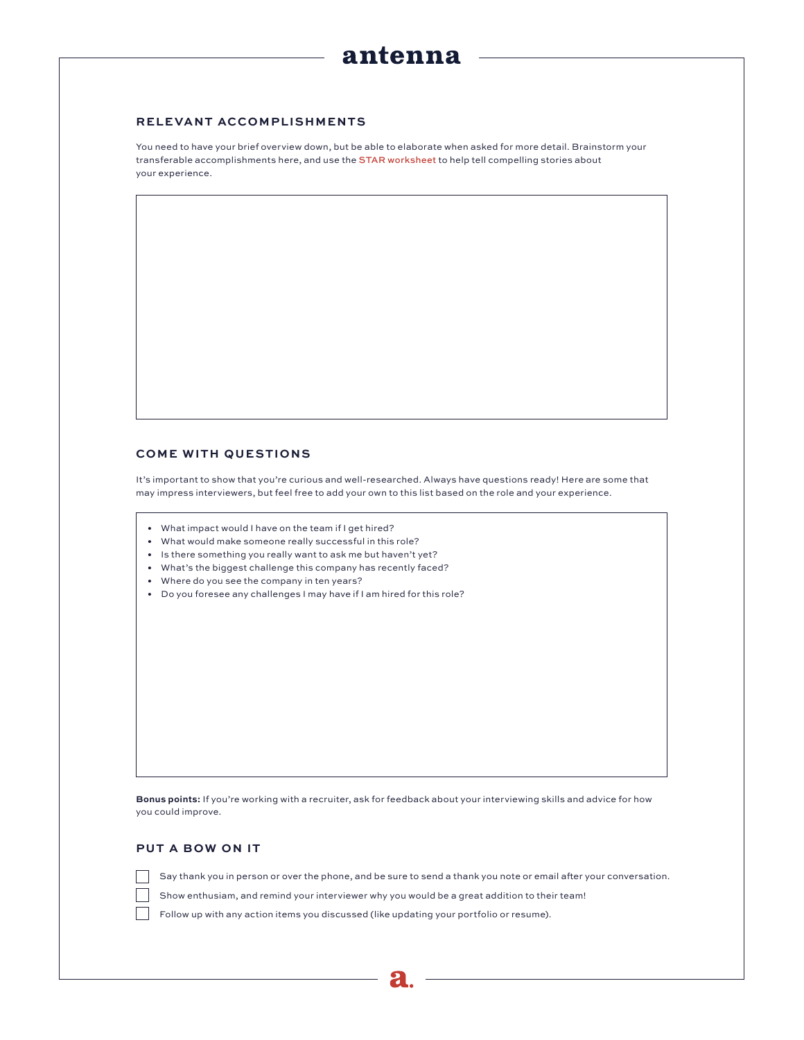## RELEVANT ACCOMPLISHMENTS

You need to have your brief overview down, but be able to elaborate when asked for more detail. Brainstorm your transferable accomplishments here, and use the STAR worksheet to help tell compelling stories about your experience.

## COME WITH QUESTIONS

It's important to show that you're curious and well-researched. Always have questions ready! Here are some that may impress interviewers, but feel free to add your own to this list based on the role and your experience.

- What impact would I have on the team if I get hired?
- What would make someone really successful in this role?
- Is there something you really want to ask me but haven't yet?
- What's the biggest challenge this company has recently faced?
- Where do you see the company in ten years?
- Do you foresee any challenges I may have if I am hired for this role?

**Bonus points:** If you're working with a recruiter, ask for feedback about your interviewing skills and advice for how you could improve.

## PUT A BOW ON IT

- [ ] Say thank you in person or over the phone, and be sure to send a thank you note or email after your conversation.
- [ ] Show enthusiam, and remind your interviewer why you would be a great addition to their team!
- [ ] Follow up with any action items you discussed (like updating your portfolio or resume).